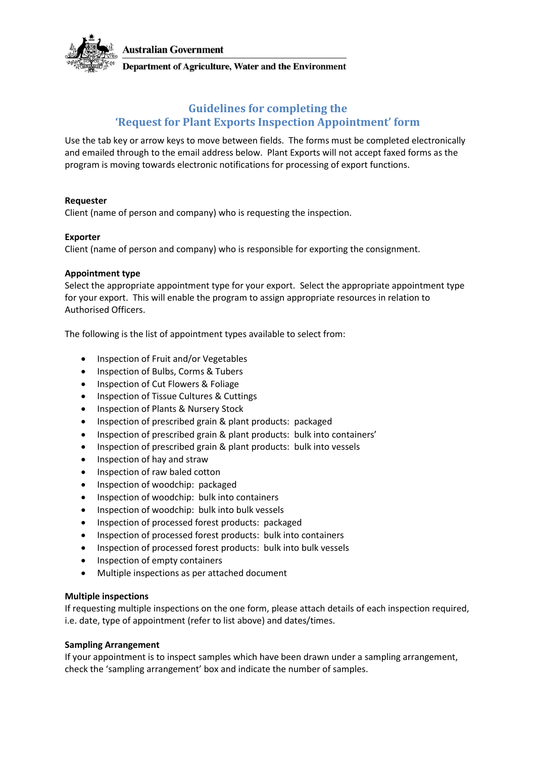Australian Government

Department of Agriculture, Water and the Environment

# Guidelines for completing the 'Request for Plant Exports Inspection Appointment' form

Use the tab key or arrow keys to move between fields. The forms must be completed electronically and emailed through to the email address below. Plant Exports will not accept faxed forms as the program is moving towards electronic notifications for processing of export functions.

**Requester**

Client (name of person and company) who is requesting the inspection.

**Exporter**

Client (name of person and company) who is responsible for exporting the consignment.

**Appointment type**

Select the appropriate appointment type for your export. Select the appropriate appointment type for your export. This will enable the program to assign appropriate resources in relation to Authorised Officers.

The following is the list of appointment types available to select from:

- Inspection of Fruit and/or Vegetables
- Inspection of Bulbs, Corms & Tubers
- Inspection of Cut Flowers & Foliage
- Inspection of Tissue Cultures & Cuttings
- Inspection of Plants & Nursery Stock
- Inspection of prescribed grain & plant products: packaged
- Inspection of prescribed grain & plant products: bulk into containers'
- Inspection of prescribed grain & plant products: bulk into vessels
- Inspection of hay and straw
- Inspection of raw baled cotton
- Inspection of woodchip: packaged
- Inspection of woodchip: bulk into containers
- Inspection of woodchip: bulk into bulk vessels
- Inspection of processed forest products: packaged
- Inspection of processed forest products: bulk into containers
- Inspection of processed forest products: bulk into bulk vessels
- Inspection of empty containers
- Multiple inspections as per attached document

**Multiple inspections**

If requesting multiple inspections on the one form, please attach details of each inspection required, i.e. date, type of appointment (refer to list above) and dates/times.

**Sampling Arrangement**

If your appointment is to inspect samples which have been drawn under a sampling arrangement, check the 'sampling arrangement' box and indicate the number of samples.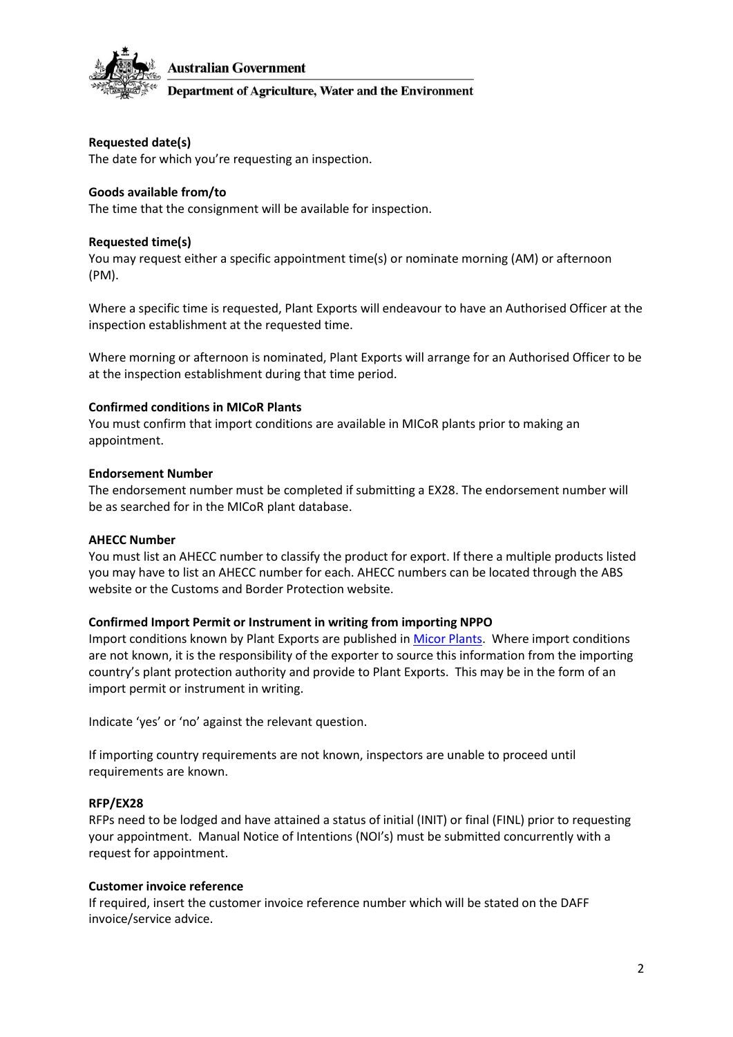**Requested date(s)**
The date for which you're requesting an inspection.

**Goods available from/to**
The time that the consignment will be available for inspection.

**Requested time(s)**
You may request either a specific appointment time(s) or nominate morning (AM) or afternoon (PM).

Where a specific time is requested, Plant Exports will endeavour to have an Authorised Officer at the inspection establishment at the requested time.

Where morning or afternoon is nominated, Plant Exports will arrange for an Authorised Officer to be at the inspection establishment during that time period.

**Confirmed conditions in MICoR Plants**
You must confirm that import conditions are available in MICoR plants prior to making an appointment.

**Endorsement Number**
The endorsement number must be completed if submitting a EX28. The endorsement number will be as searched for in the MICoR plant database.

**AHECC Number**
You must list an AHECC number to classify the product for export. If there a multiple products listed you may have to list an AHECC number for each. AHECC numbers can be located through the ABS website or the Customs and Border Protection website.

**Confirmed Import Permit or Instrument in writing from importing NPPO**
Import conditions known by Plant Exports are published in [Micor Plants](). Where import conditions are not known, it is the responsibility of the exporter to source this information from the importing country's plant protection authority and provide to Plant Exports. This may be in the form of an import permit or instrument in writing.

Indicate 'yes' or 'no' against the relevant question.

If importing country requirements are not known, inspectors are unable to proceed until requirements are known.

**RFP/EX28**
RFPs need to be lodged and have attained a status of initial (INIT) or final (FINL) prior to requesting your appointment. Manual Notice of Intentions (NOI's) must be submitted concurrently with a request for appointment.

**Customer invoice reference**
If required, insert the customer invoice reference number which will be stated on the DAFF invoice/service advice.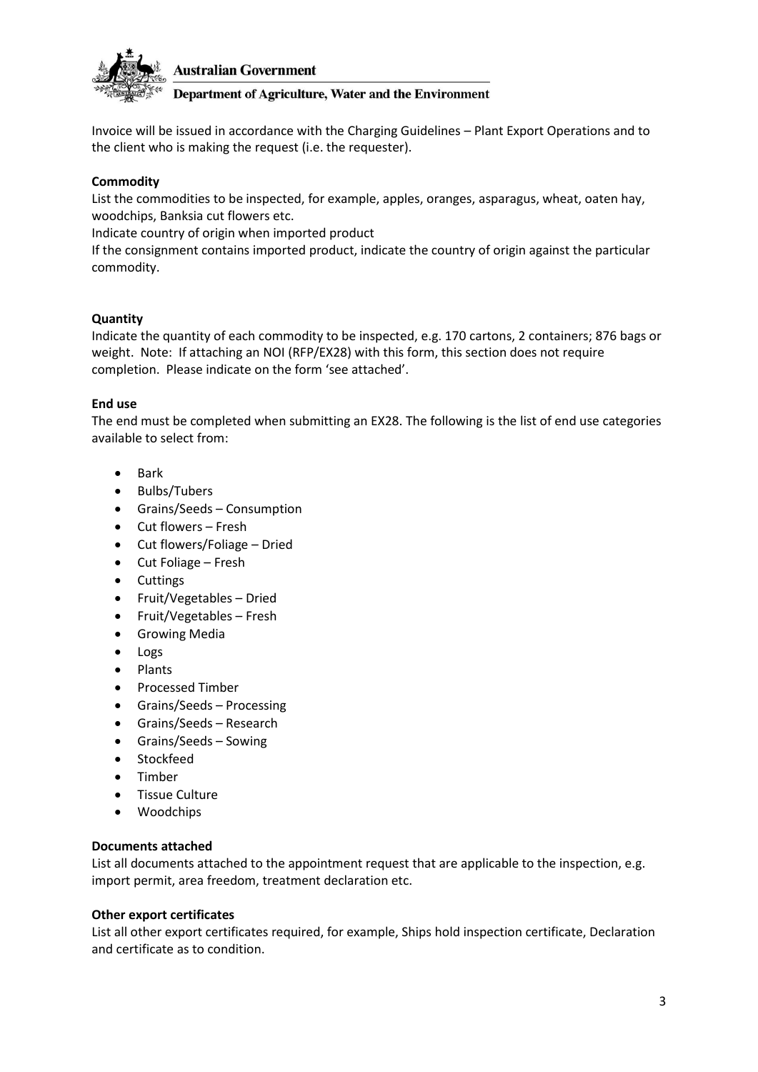Invoice will be issued in accordance with the Charging Guidelines – Plant Export Operations and to the client who is making the request (i.e. the requester).

**Commodity**

List the commodities to be inspected, for example, apples, oranges, asparagus, wheat, oaten hay, woodchips, Banksia cut flowers etc.

Indicate country of origin when imported product

If the consignment contains imported product, indicate the country of origin against the particular commodity.

**Quantity**

Indicate the quantity of each commodity to be inspected, e.g. 170 cartons, 2 containers; 876 bags or weight. Note: If attaching an NOI (RFP/EX28) with this form, this section does not require completion. Please indicate on the form 'see attached'.

**End use**

The end must be completed when submitting an EX28. The following is the list of end use categories available to select from:

- Bark
- Bulbs/Tubers
- Grains/Seeds – Consumption
- Cut flowers – Fresh
- Cut flowers/Foliage – Dried
- Cut Foliage – Fresh
- Cuttings
- Fruit/Vegetables – Dried
- Fruit/Vegetables – Fresh
- Growing Media
- Logs
- Plants
- Processed Timber
- Grains/Seeds – Processing
- Grains/Seeds – Research
- Grains/Seeds – Sowing
- Stockfeed
- Timber
- Tissue Culture
- Woodchips

**Documents attached**

List all documents attached to the appointment request that are applicable to the inspection, e.g. import permit, area freedom, treatment declaration etc.

**Other export certificates**

List all other export certificates required, for example, Ships hold inspection certificate, Declaration and certificate as to condition.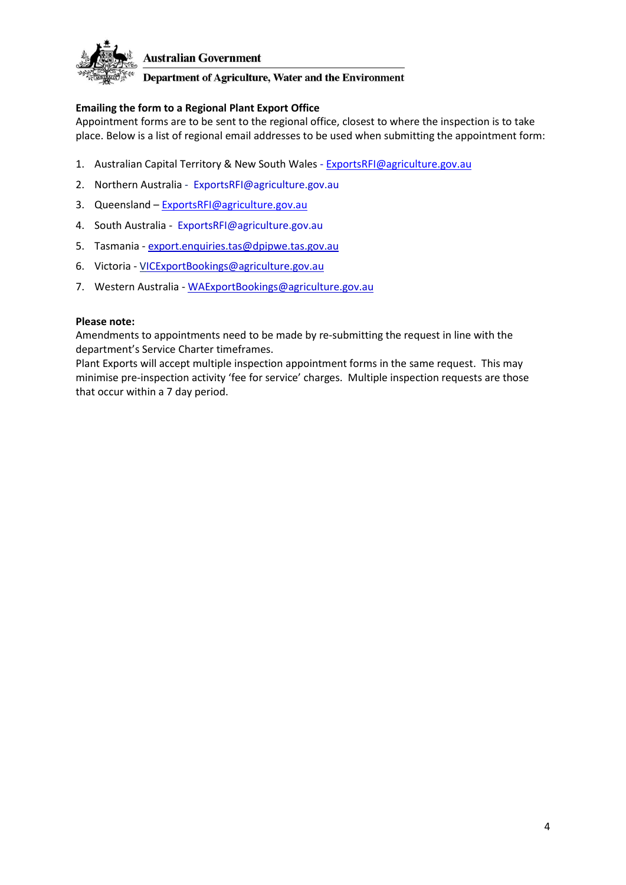**Emailing the form to a Regional Plant Export Office**

Appointment forms are to be sent to the regional office, closest to where the inspection is to take place. Below is a list of regional email addresses to be used when submitting the appointment form:

1. Australian Capital Territory & New South Wales - ExportsRFI@agriculture.gov.au
2. Northern Australia - ExportsRFI@agriculture.gov.au
3. Queensland – ExportsRFI@agriculture.gov.au
4. South Australia - ExportsRFI@agriculture.gov.au
5. Tasmania - export.enquiries.tas@dpipwe.tas.gov.au
6. Victoria - VICExportBookings@agriculture.gov.au
7. Western Australia - WAExportBookings@agriculture.gov.au

**Please note:**

Amendments to appointments need to be made by re-submitting the request in line with the department's Service Charter timeframes.

Plant Exports will accept multiple inspection appointment forms in the same request. This may minimise pre-inspection activity 'fee for service' charges. Multiple inspection requests are those that occur within a 7 day period.